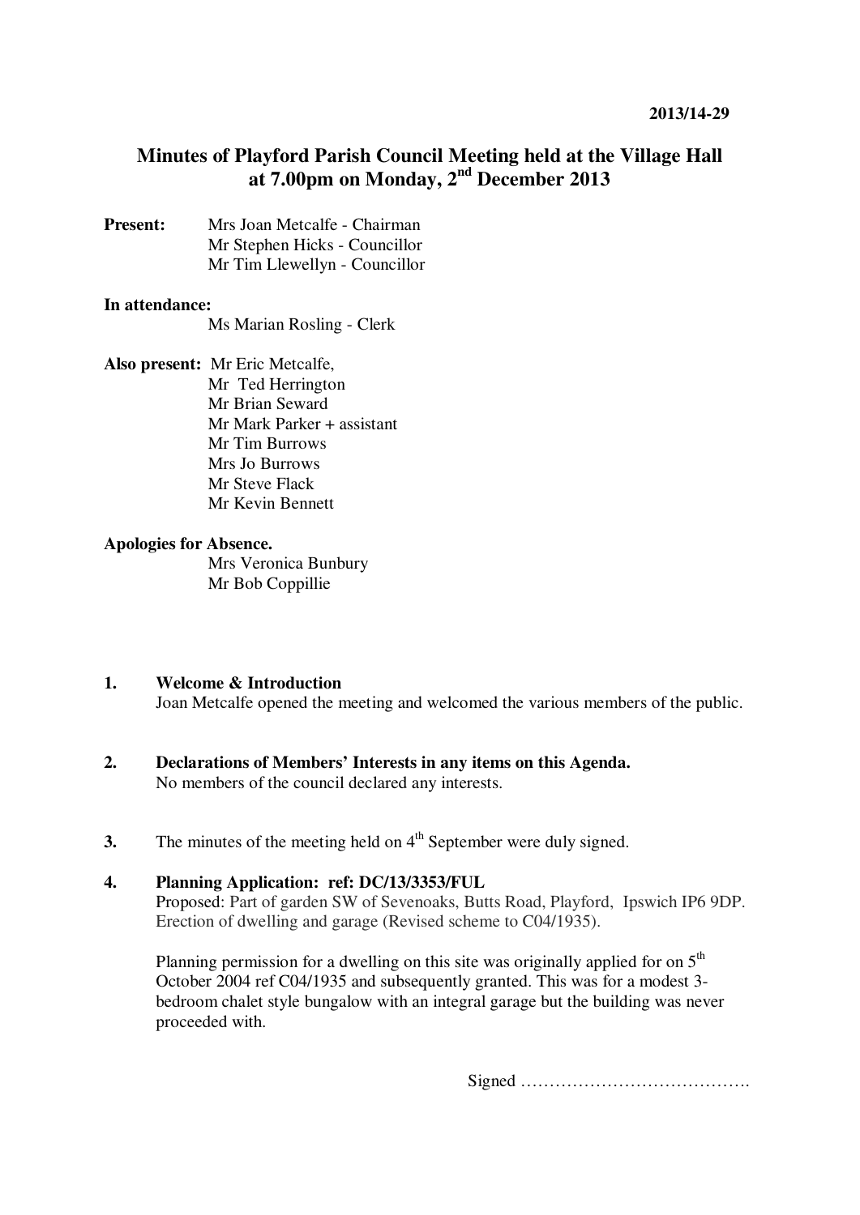2013/14-29

# Minutes of Playford Parish Council Meeting held at the Village Hall at 7.00pm on Monday, 2nd December 2013

**Present:** Mrs Joan Metcalfe - Chairman
Mr Stephen Hicks - Councillor
Mr Tim Llewellyn - Councillor

**In attendance:**
Ms Marian Rosling - Clerk

**Also present:** Mr Eric Metcalfe,
Mr Ted Herrington
Mr Brian Seward
Mr Mark Parker + assistant
Mr Tim Burrows
Mrs Jo Burrows
Mr Steve Flack
Mr Kevin Bennett

**Apologies for Absence.**
Mrs Veronica Bunbury
Mr Bob Coppillie

**1. Welcome & Introduction**
Joan Metcalfe opened the meeting and welcomed the various members of the public.

**2. Declarations of Members' Interests in any items on this Agenda.**
No members of the council declared any interests.

**3.** The minutes of the meeting held on 4th September were duly signed.

**4. Planning Application: ref: DC/13/3353/FUL**
Proposed: Part of garden SW of Sevenoaks, Butts Road, Playford, Ipswich IP6 9DP. Erection of dwelling and garage (Revised scheme to C04/1935).

Planning permission for a dwelling on this site was originally applied for on 5th October 2004 ref C04/1935 and subsequently granted. This was for a modest 3-bedroom chalet style bungalow with an integral garage but the building was never proceeded with.

Signed ………………………………….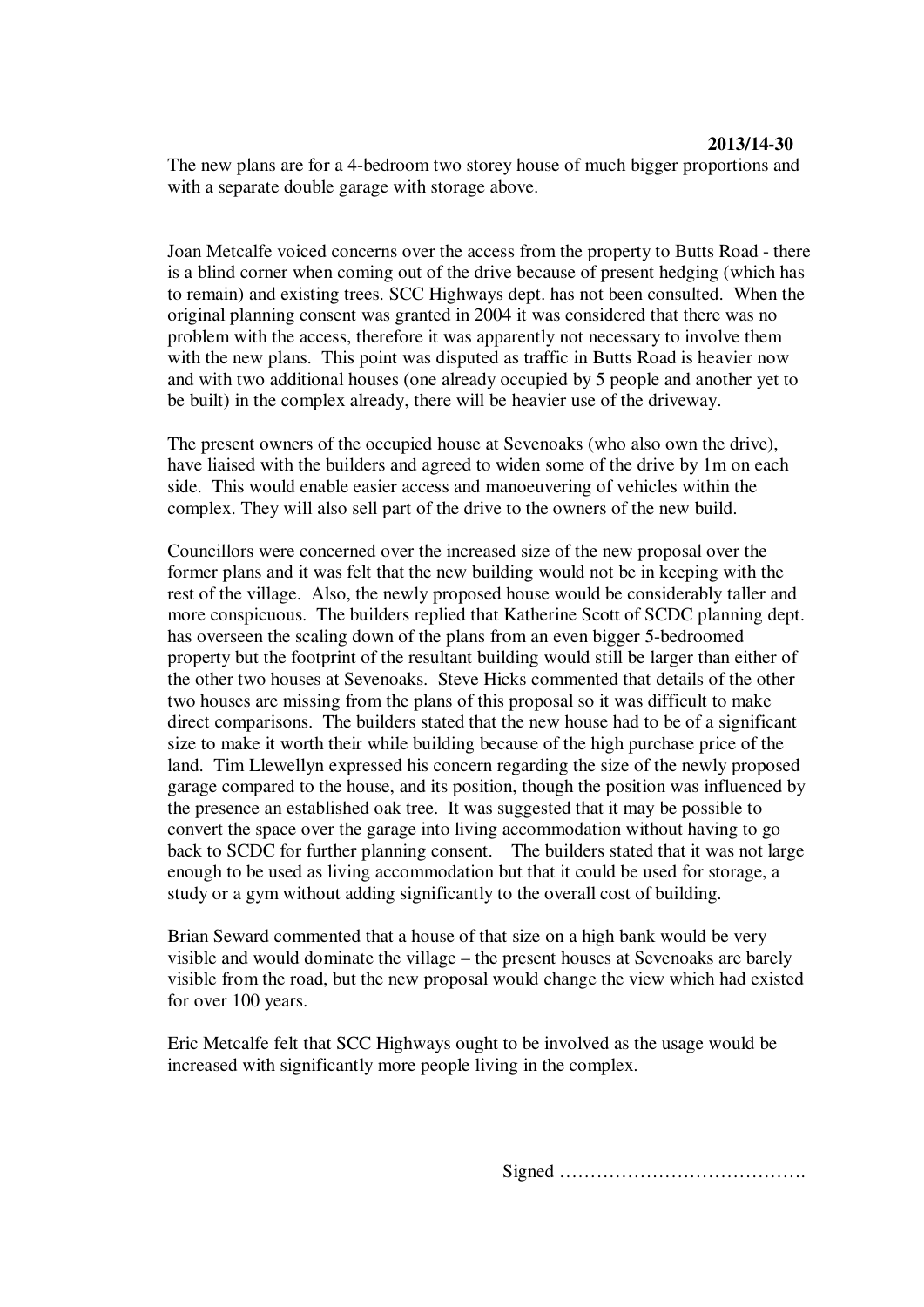**2013/14-30**

The new plans are for a 4-bedroom two storey house of much bigger proportions and with a separate double garage with storage above.

Joan Metcalfe voiced concerns over the access from the property to Butts Road - there is a blind corner when coming out of the drive because of present hedging (which has to remain) and existing trees. SCC Highways dept. has not been consulted. When the original planning consent was granted in 2004 it was considered that there was no problem with the access, therefore it was apparently not necessary to involve them with the new plans. This point was disputed as traffic in Butts Road is heavier now and with two additional houses (one already occupied by 5 people and another yet to be built) in the complex already, there will be heavier use of the driveway.

The present owners of the occupied house at Sevenoaks (who also own the drive), have liaised with the builders and agreed to widen some of the drive by 1m on each side. This would enable easier access and manoeuvering of vehicles within the complex. They will also sell part of the drive to the owners of the new build.

Councillors were concerned over the increased size of the new proposal over the former plans and it was felt that the new building would not be in keeping with the rest of the village. Also, the newly proposed house would be considerably taller and more conspicuous. The builders replied that Katherine Scott of SCDC planning dept. has overseen the scaling down of the plans from an even bigger 5-bedroomed property but the footprint of the resultant building would still be larger than either of the other two houses at Sevenoaks. Steve Hicks commented that details of the other two houses are missing from the plans of this proposal so it was difficult to make direct comparisons. The builders stated that the new house had to be of a significant size to make it worth their while building because of the high purchase price of the land. Tim Llewellyn expressed his concern regarding the size of the newly proposed garage compared to the house, and its position, though the position was influenced by the presence an established oak tree. It was suggested that it may be possible to convert the space over the garage into living accommodation without having to go back to SCDC for further planning consent. The builders stated that it was not large enough to be used as living accommodation but that it could be used for storage, a study or a gym without adding significantly to the overall cost of building.

Brian Seward commented that a house of that size on a high bank would be very visible and would dominate the village – the present houses at Sevenoaks are barely visible from the road, but the new proposal would change the view which had existed for over 100 years.

Eric Metcalfe felt that SCC Highways ought to be involved as the usage would be increased with significantly more people living in the complex.

Signed ………………………………….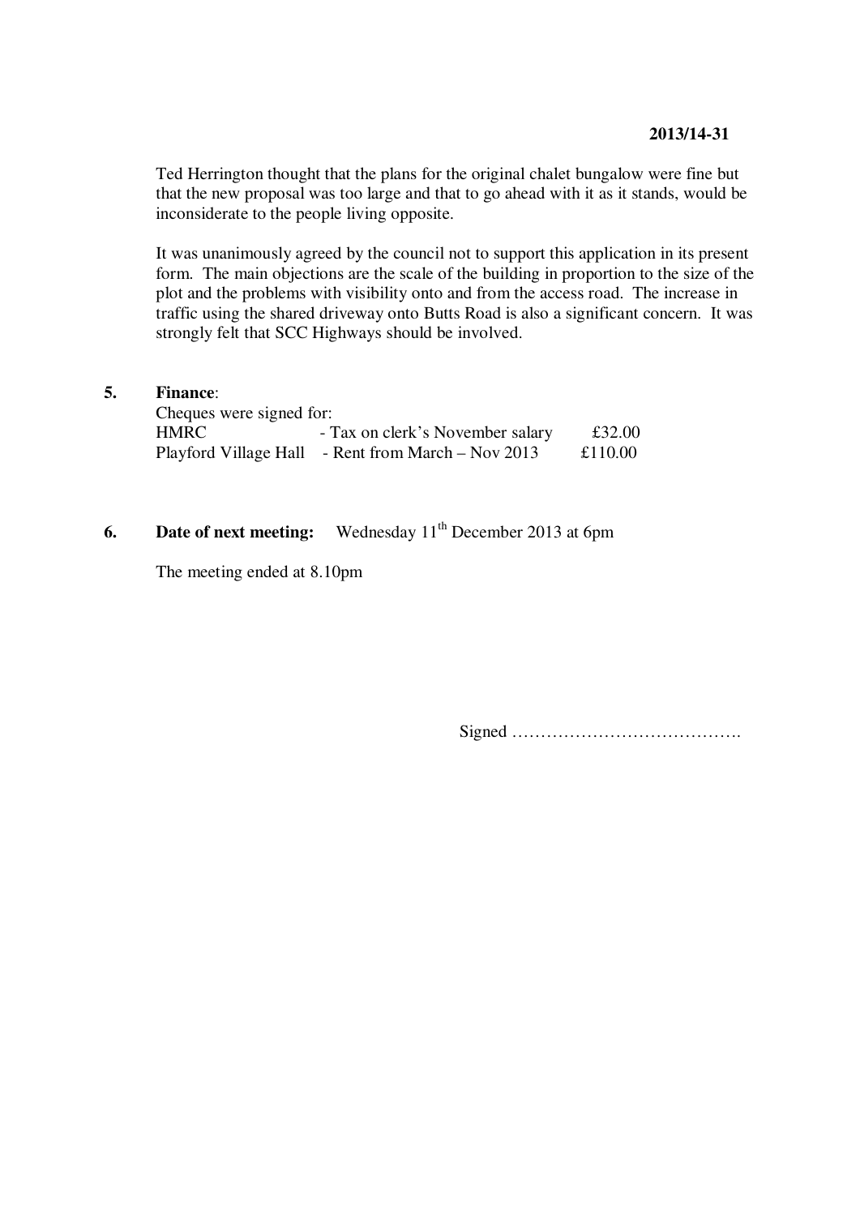**2013/14-31**

Ted Herrington thought that the plans for the original chalet bungalow were fine but that the new proposal was too large and that to go ahead with it as it stands, would be inconsiderate to the people living opposite.

It was unanimously agreed by the council not to support this application in its present form. The main objections are the scale of the building in proportion to the size of the plot and the problems with visibility onto and from the access road. The increase in traffic using the shared driveway onto Butts Road is also a significant concern. It was strongly felt that SCC Highways should be involved.

**5. Finance**:

Cheques were signed for:

| | | |
|---|---|---|
| HMRC | - Tax on clerk's November salary | £32.00 |
| Playford Village Hall | - Rent from March – Nov 2013 | £110.00 |

**6. Date of next meeting:** Wednesday 11th December 2013 at 6pm

The meeting ended at 8.10pm

Signed ………………………………….